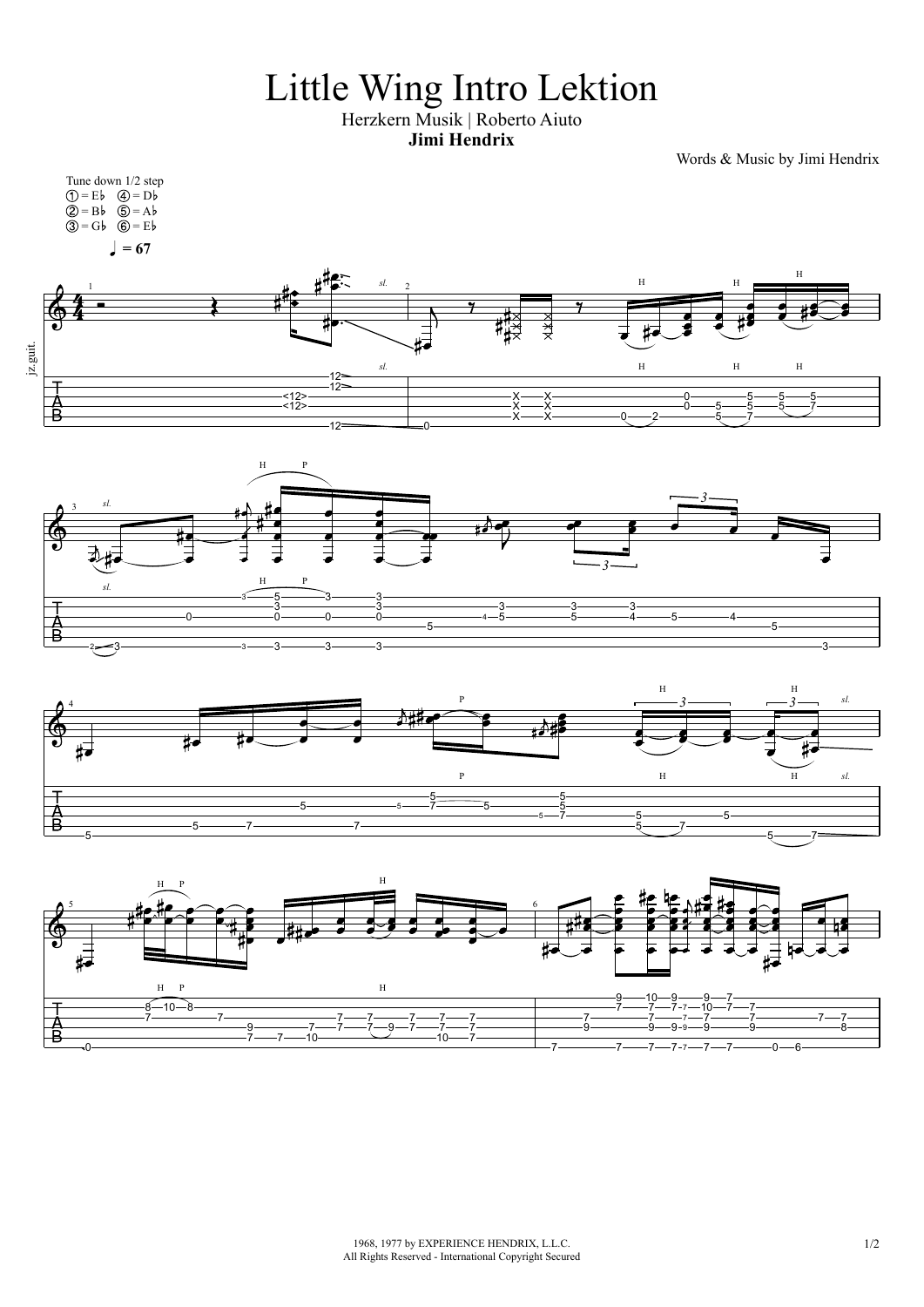# Little Wing Intro Lektion

Herzkern Musik | Roberto Aiuto

**Jimi Hendrix**

Words & Music by Jimi Hendrix

Tune down 1/2 step
① = E♭ ④ = D♭
② = B♭ ⑤ = A♭
③ = G♭ ⑥ = E♭

♩ = 67

jz.guit.